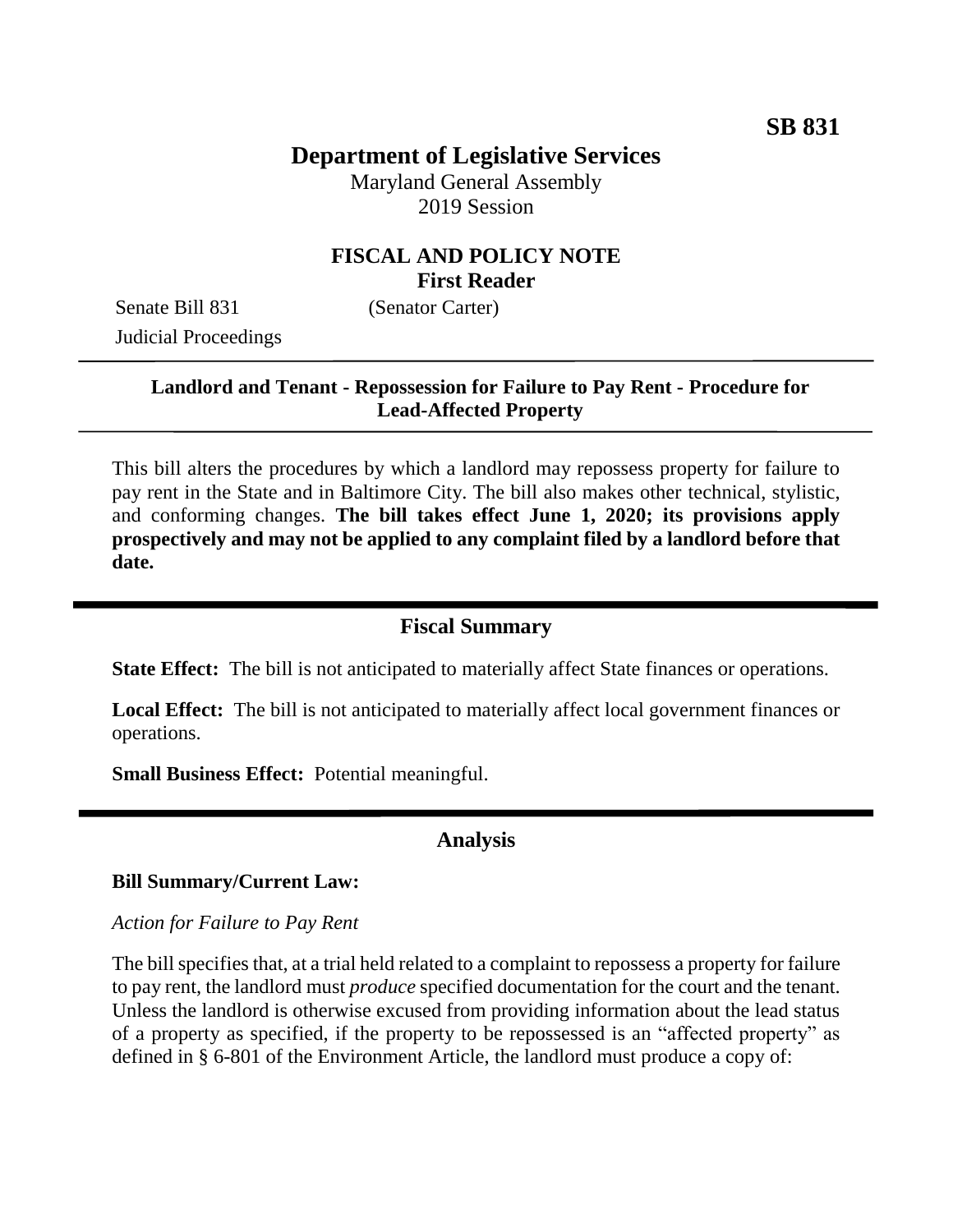**SB 831**

# Department of Legislative Services

Maryland General Assembly
2019 Session

## FISCAL AND POLICY NOTE
**First Reader**

Senate Bill 831 (Senator Carter)
Judicial Proceedings

---

**Landlord and Tenant - Repossession for Failure to Pay Rent - Procedure for Lead-Affected Property**

---

This bill alters the procedures by which a landlord may repossess property for failure to pay rent in the State and in Baltimore City. The bill also makes other technical, stylistic, and conforming changes. **The bill takes effect June 1, 2020; its provisions apply prospectively and may not be applied to any complaint filed by a landlord before that date.**

---

## Fiscal Summary

**State Effect:** The bill is not anticipated to materially affect State finances or operations.

**Local Effect:** The bill is not anticipated to materially affect local government finances or operations.

**Small Business Effect:** Potential meaningful.

---

## Analysis

**Bill Summary/Current Law:**

*Action for Failure to Pay Rent*

The bill specifies that, at a trial held related to a complaint to repossess a property for failure to pay rent, the landlord must *produce* specified documentation for the court and the tenant. Unless the landlord is otherwise excused from providing information about the lead status of a property as specified, if the property to be repossessed is an "affected property" as defined in § 6-801 of the Environment Article, the landlord must produce a copy of: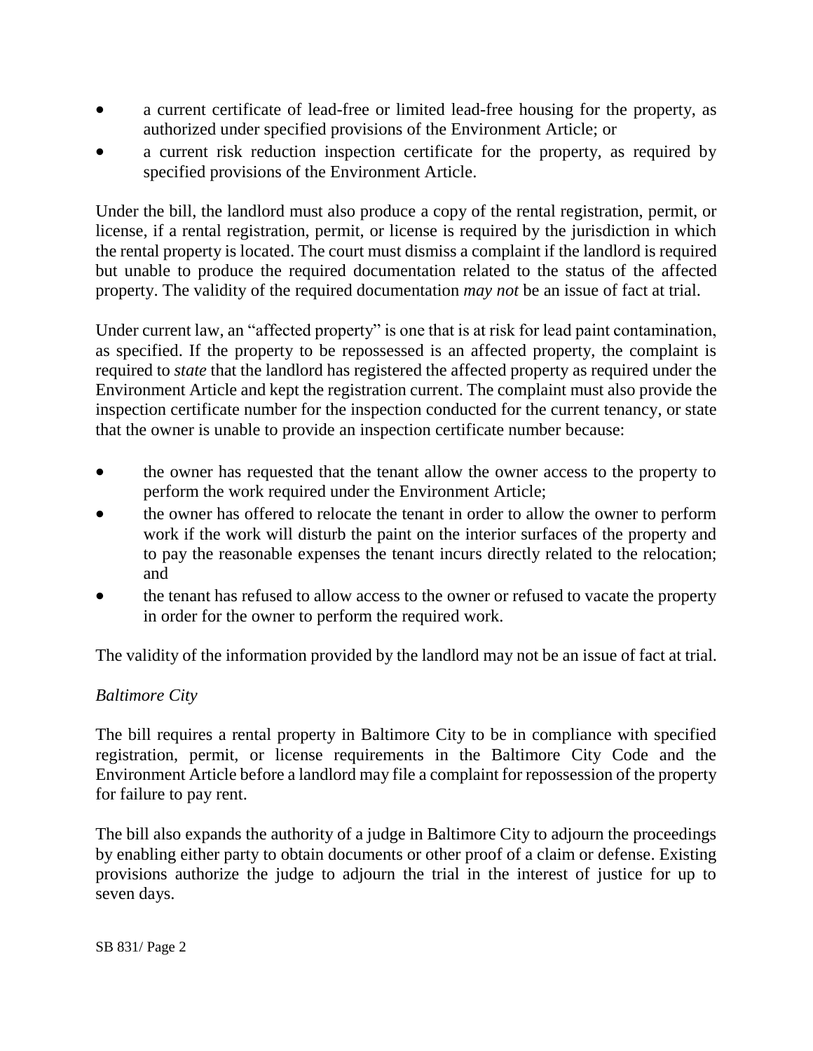- a current certificate of lead-free or limited lead-free housing for the property, as authorized under specified provisions of the Environment Article; or
- a current risk reduction inspection certificate for the property, as required by specified provisions of the Environment Article.

Under the bill, the landlord must also produce a copy of the rental registration, permit, or license, if a rental registration, permit, or license is required by the jurisdiction in which the rental property is located. The court must dismiss a complaint if the landlord is required but unable to produce the required documentation related to the status of the affected property. The validity of the required documentation *may not* be an issue of fact at trial.

Under current law, an "affected property" is one that is at risk for lead paint contamination, as specified. If the property to be repossessed is an affected property, the complaint is required to *state* that the landlord has registered the affected property as required under the Environment Article and kept the registration current. The complaint must also provide the inspection certificate number for the inspection conducted for the current tenancy, or state that the owner is unable to provide an inspection certificate number because:

- the owner has requested that the tenant allow the owner access to the property to perform the work required under the Environment Article;
- the owner has offered to relocate the tenant in order to allow the owner to perform work if the work will disturb the paint on the interior surfaces of the property and to pay the reasonable expenses the tenant incurs directly related to the relocation; and
- the tenant has refused to allow access to the owner or refused to vacate the property in order for the owner to perform the required work.

The validity of the information provided by the landlord may not be an issue of fact at trial.

*Baltimore City*

The bill requires a rental property in Baltimore City to be in compliance with specified registration, permit, or license requirements in the Baltimore City Code and the Environment Article before a landlord may file a complaint for repossession of the property for failure to pay rent.

The bill also expands the authority of a judge in Baltimore City to adjourn the proceedings by enabling either party to obtain documents or other proof of a claim or defense. Existing provisions authorize the judge to adjourn the trial in the interest of justice for up to seven days.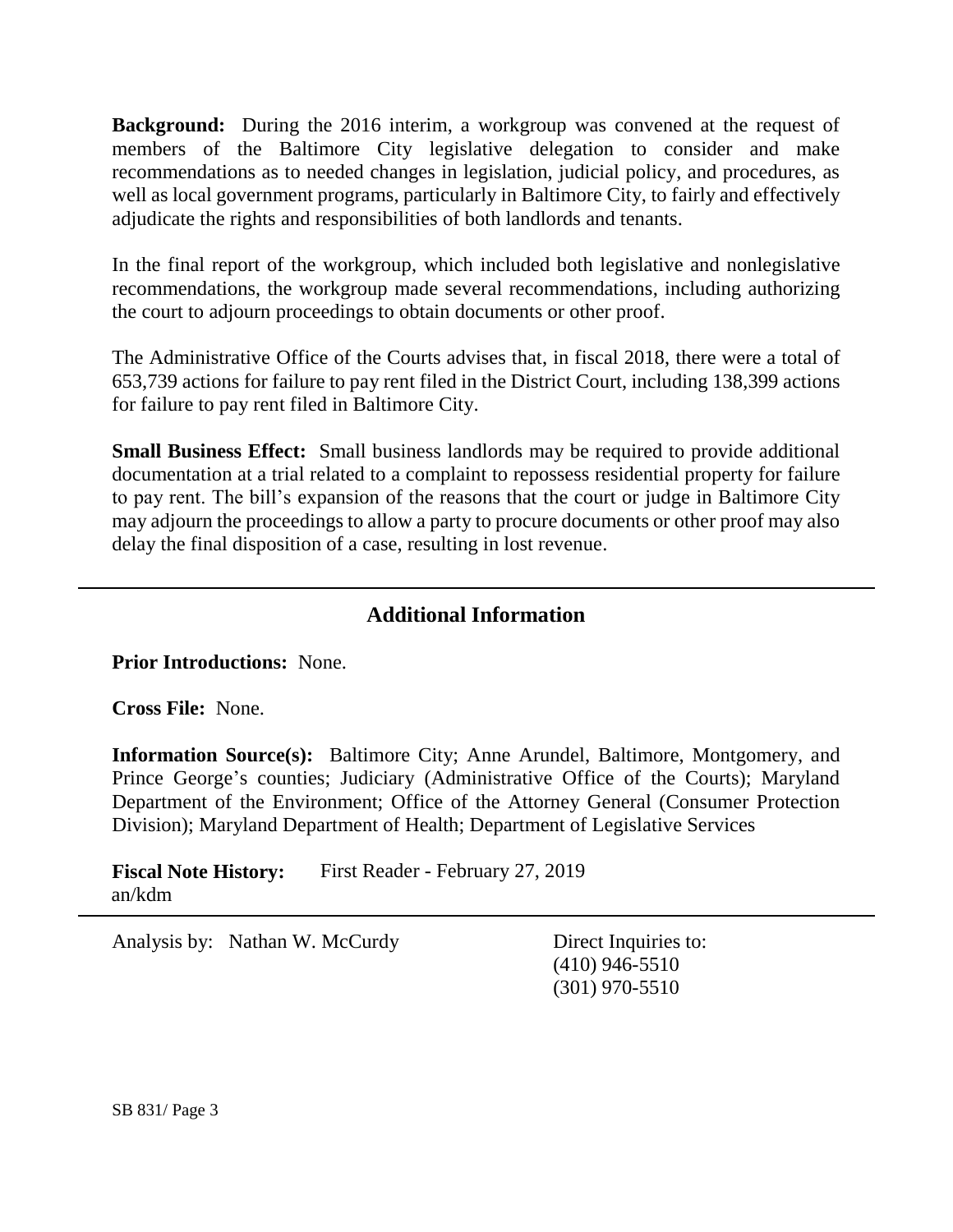**Background:** During the 2016 interim, a workgroup was convened at the request of members of the Baltimore City legislative delegation to consider and make recommendations as to needed changes in legislation, judicial policy, and procedures, as well as local government programs, particularly in Baltimore City, to fairly and effectively adjudicate the rights and responsibilities of both landlords and tenants.

In the final report of the workgroup, which included both legislative and nonlegislative recommendations, the workgroup made several recommendations, including authorizing the court to adjourn proceedings to obtain documents or other proof.

The Administrative Office of the Courts advises that, in fiscal 2018, there were a total of 653,739 actions for failure to pay rent filed in the District Court, including 138,399 actions for failure to pay rent filed in Baltimore City.

**Small Business Effect:** Small business landlords may be required to provide additional documentation at a trial related to a complaint to repossess residential property for failure to pay rent. The bill's expansion of the reasons that the court or judge in Baltimore City may adjourn the proceedings to allow a party to procure documents or other proof may also delay the final disposition of a case, resulting in lost revenue.

## Additional Information

**Prior Introductions:** None.

**Cross File:** None.

**Information Source(s):** Baltimore City; Anne Arundel, Baltimore, Montgomery, and Prince George's counties; Judiciary (Administrative Office of the Courts); Maryland Department of the Environment; Office of the Attorney General (Consumer Protection Division); Maryland Department of Health; Department of Legislative Services

**Fiscal Note History:** First Reader - February 27, 2019
an/kdm

Analysis by: Nathan W. McCurdy

Direct Inquiries to:
(410) 946-5510
(301) 970-5510